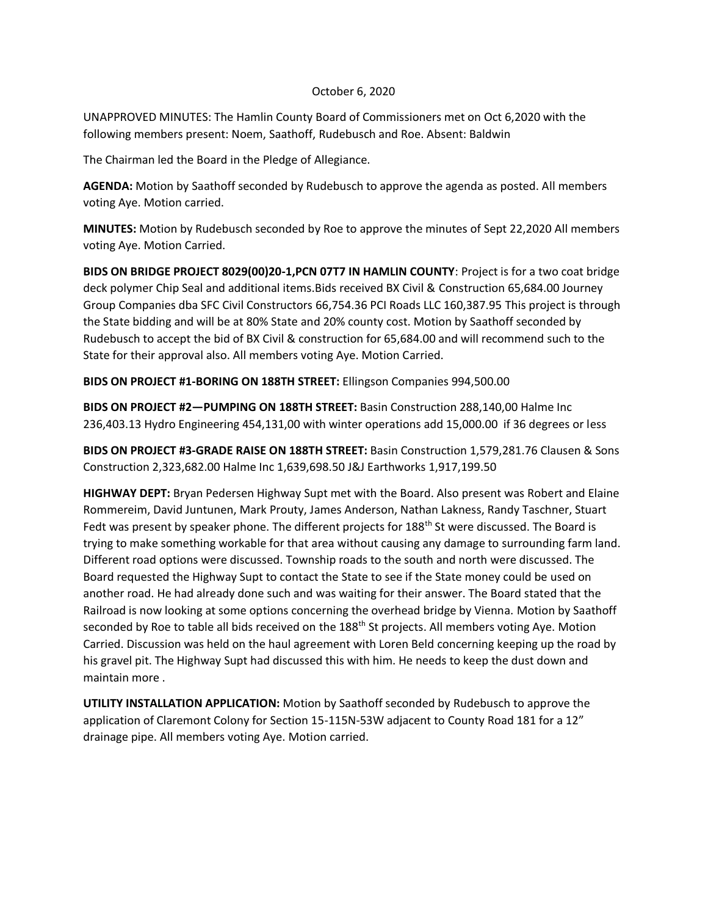October 6, 2020

UNAPPROVED MINUTES: The Hamlin County Board of Commissioners met on Oct 6,2020 with the following members present: Noem, Saathoff, Rudebusch and Roe. Absent: Baldwin

The Chairman led the Board in the Pledge of Allegiance.

**AGENDA:** Motion by Saathoff seconded by Rudebusch to approve the agenda as posted. All members voting Aye. Motion carried.

**MINUTES:** Motion by Rudebusch seconded by Roe to approve the minutes of Sept 22,2020 All members voting Aye. Motion Carried.

**BIDS ON BRIDGE PROJECT 8029(00)20-1,PCN 07T7 IN HAMLIN COUNTY**: Project is for a two coat bridge deck polymer Chip Seal and additional items.Bids received BX Civil & Construction 65,684.00 Journey Group Companies dba SFC Civil Constructors 66,754.36 PCI Roads LLC 160,387.95 This project is through the State bidding and will be at 80% State and 20% county cost. Motion by Saathoff seconded by Rudebusch to accept the bid of BX Civil & construction for 65,684.00 and will recommend such to the State for their approval also. All members voting Aye. Motion Carried.

**BIDS ON PROJECT #1-BORING ON 188TH STREET:** Ellingson Companies 994,500.00

**BIDS ON PROJECT #2—PUMPING ON 188TH STREET:** Basin Construction 288,140,00 Halme Inc 236,403.13 Hydro Engineering 454,131,00 with winter operations add 15,000.00 if 36 degrees or less

**BIDS ON PROJECT #3-GRADE RAISE ON 188TH STREET:** Basin Construction 1,579,281.76 Clausen & Sons Construction 2,323,682.00 Halme Inc 1,639,698.50 J&J Earthworks 1,917,199.50

**HIGHWAY DEPT:** Bryan Pedersen Highway Supt met with the Board. Also present was Robert and Elaine Rommereim, David Juntunen, Mark Prouty, James Anderson, Nathan Lakness, Randy Taschner, Stuart Fedt was present by speaker phone. The different projects for 188th St were discussed. The Board is trying to make something workable for that area without causing any damage to surrounding farm land. Different road options were discussed. Township roads to the south and north were discussed. The Board requested the Highway Supt to contact the State to see if the State money could be used on another road. He had already done such and was waiting for their answer. The Board stated that the Railroad is now looking at some options concerning the overhead bridge by Vienna. Motion by Saathoff seconded by Roe to table all bids received on the 188th St projects. All members voting Aye. Motion Carried. Discussion was held on the haul agreement with Loren Beld concerning keeping up the road by his gravel pit. The Highway Supt had discussed this with him. He needs to keep the dust down and maintain more .

**UTILITY INSTALLATION APPLICATION:** Motion by Saathoff seconded by Rudebusch to approve the application of Claremont Colony for Section 15-115N-53W adjacent to County Road 181 for a 12" drainage pipe. All members voting Aye. Motion carried.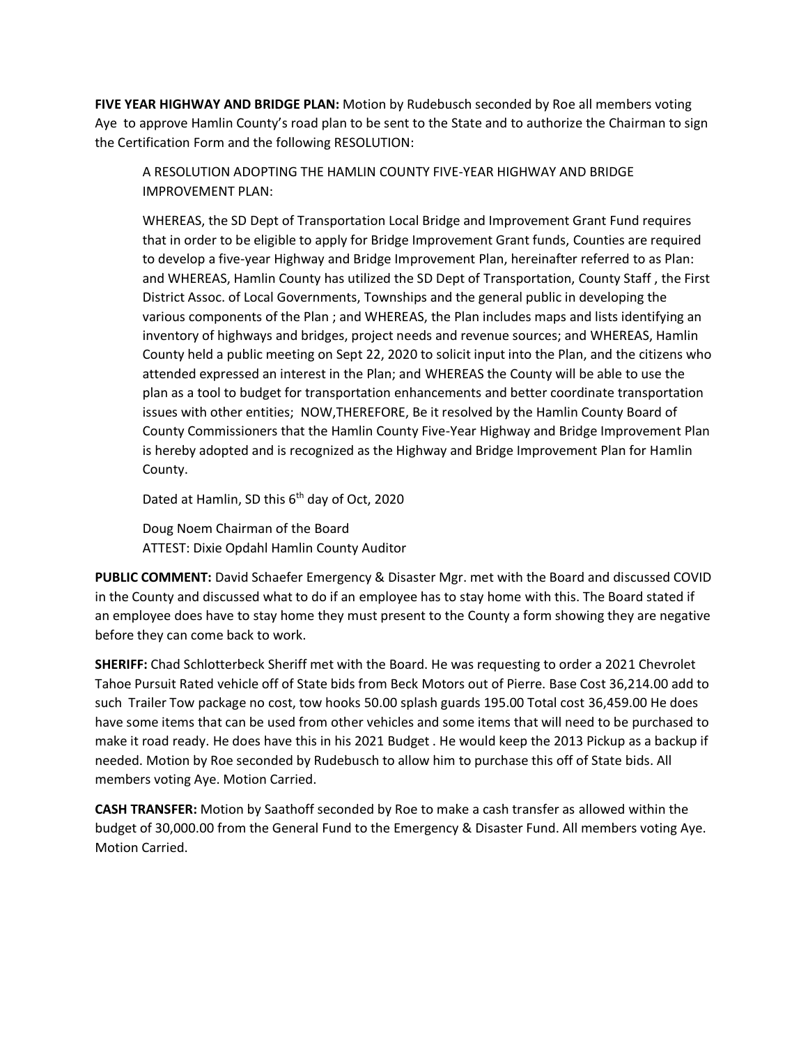**FIVE YEAR HIGHWAY AND BRIDGE PLAN:** Motion by Rudebusch seconded by Roe all members voting Aye to approve Hamlin County's road plan to be sent to the State and to authorize the Chairman to sign the Certification Form and the following RESOLUTION:

> A RESOLUTION ADOPTING THE HAMLIN COUNTY FIVE-YEAR HIGHWAY AND BRIDGE IMPROVEMENT PLAN:
>
> WHEREAS, the SD Dept of Transportation Local Bridge and Improvement Grant Fund requires that in order to be eligible to apply for Bridge Improvement Grant funds, Counties are required to develop a five-year Highway and Bridge Improvement Plan, hereinafter referred to as Plan: and WHEREAS, Hamlin County has utilized the SD Dept of Transportation, County Staff , the First District Assoc. of Local Governments, Townships and the general public in developing the various components of the Plan ; and WHEREAS, the Plan includes maps and lists identifying an inventory of highways and bridges, project needs and revenue sources; and WHEREAS, Hamlin County held a public meeting on Sept 22, 2020 to solicit input into the Plan, and the citizens who attended expressed an interest in the Plan; and WHEREAS the County will be able to use the plan as a tool to budget for transportation enhancements and better coordinate transportation issues with other entities; NOW,THEREFORE, Be it resolved by the Hamlin County Board of County Commissioners that the Hamlin County Five-Year Highway and Bridge Improvement Plan is hereby adopted and is recognized as the Highway and Bridge Improvement Plan for Hamlin County.
>
> Dated at Hamlin, SD this 6th day of Oct, 2020
>
> Doug Noem Chairman of the Board
> ATTEST: Dixie Opdahl Hamlin County Auditor

**PUBLIC COMMENT:** David Schaefer Emergency & Disaster Mgr. met with the Board and discussed COVID in the County and discussed what to do if an employee has to stay home with this. The Board stated if an employee does have to stay home they must present to the County a form showing they are negative before they can come back to work.

**SHERIFF:** Chad Schlotterbeck Sheriff met with the Board. He was requesting to order a 2021 Chevrolet Tahoe Pursuit Rated vehicle off of State bids from Beck Motors out of Pierre. Base Cost 36,214.00 add to such Trailer Tow package no cost, tow hooks 50.00 splash guards 195.00 Total cost 36,459.00 He does have some items that can be used from other vehicles and some items that will need to be purchased to make it road ready. He does have this in his 2021 Budget . He would keep the 2013 Pickup as a backup if needed. Motion by Roe seconded by Rudebusch to allow him to purchase this off of State bids. All members voting Aye. Motion Carried.

**CASH TRANSFER:** Motion by Saathoff seconded by Roe to make a cash transfer as allowed within the budget of 30,000.00 from the General Fund to the Emergency & Disaster Fund. All members voting Aye. Motion Carried.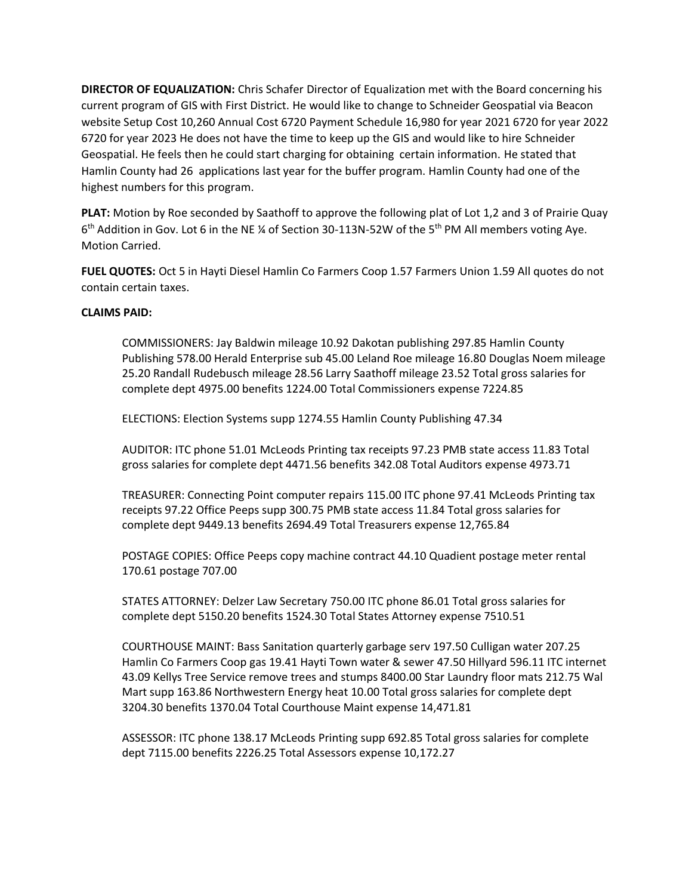**DIRECTOR OF EQUALIZATION:** Chris Schafer Director of Equalization met with the Board concerning his current program of GIS with First District. He would like to change to Schneider Geospatial via Beacon website Setup Cost 10,260 Annual Cost 6720 Payment Schedule 16,980 for year 2021 6720 for year 2022 6720 for year 2023 He does not have the time to keep up the GIS and would like to hire Schneider Geospatial. He feels then he could start charging for obtaining certain information. He stated that Hamlin County had 26 applications last year for the buffer program. Hamlin County had one of the highest numbers for this program.

**PLAT:** Motion by Roe seconded by Saathoff to approve the following plat of Lot 1,2 and 3 of Prairie Quay 6th Addition in Gov. Lot 6 in the NE ¼ of Section 30-113N-52W of the 5th PM All members voting Aye. Motion Carried.

**FUEL QUOTES:** Oct 5 in Hayti Diesel Hamlin Co Farmers Coop 1.57 Farmers Union 1.59 All quotes do not contain certain taxes.

**CLAIMS PAID:**

COMMISSIONERS: Jay Baldwin mileage 10.92 Dakotan publishing 297.85 Hamlin County Publishing 578.00 Herald Enterprise sub 45.00 Leland Roe mileage 16.80 Douglas Noem mileage 25.20 Randall Rudebusch mileage 28.56 Larry Saathoff mileage 23.52 Total gross salaries for complete dept 4975.00 benefits 1224.00 Total Commissioners expense 7224.85

ELECTIONS: Election Systems supp 1274.55 Hamlin County Publishing 47.34

AUDITOR: ITC phone 51.01 McLeods Printing tax receipts 97.23 PMB state access 11.83 Total gross salaries for complete dept 4471.56 benefits 342.08 Total Auditors expense 4973.71

TREASURER: Connecting Point computer repairs 115.00 ITC phone 97.41 McLeods Printing tax receipts 97.22 Office Peeps supp 300.75 PMB state access 11.84 Total gross salaries for complete dept 9449.13 benefits 2694.49 Total Treasurers expense 12,765.84

POSTAGE COPIES: Office Peeps copy machine contract 44.10 Quadient postage meter rental 170.61 postage 707.00

STATES ATTORNEY: Delzer Law Secretary 750.00 ITC phone 86.01 Total gross salaries for complete dept 5150.20 benefits 1524.30 Total States Attorney expense 7510.51

COURTHOUSE MAINT: Bass Sanitation quarterly garbage serv 197.50 Culligan water 207.25 Hamlin Co Farmers Coop gas 19.41 Hayti Town water & sewer 47.50 Hillyard 596.11 ITC internet 43.09 Kellys Tree Service remove trees and stumps 8400.00 Star Laundry floor mats 212.75 Wal Mart supp 163.86 Northwestern Energy heat 10.00 Total gross salaries for complete dept 3204.30 benefits 1370.04 Total Courthouse Maint expense 14,471.81

ASSESSOR: ITC phone 138.17 McLeods Printing supp 692.85 Total gross salaries for complete dept 7115.00 benefits 2226.25 Total Assessors expense 10,172.27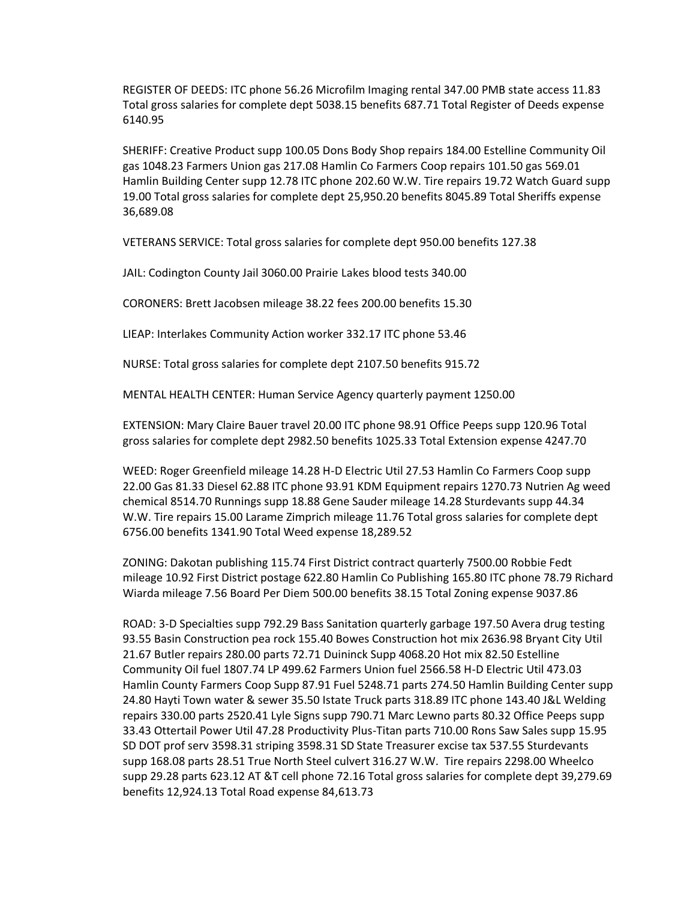REGISTER OF DEEDS: ITC phone 56.26 Microfilm Imaging rental 347.00 PMB state access 11.83 Total gross salaries for complete dept 5038.15 benefits 687.71 Total Register of Deeds expense 6140.95

SHERIFF: Creative Product supp 100.05 Dons Body Shop repairs 184.00 Estelline Community Oil gas 1048.23 Farmers Union gas 217.08 Hamlin Co Farmers Coop repairs 101.50 gas 569.01 Hamlin Building Center supp 12.78 ITC phone 202.60 W.W. Tire repairs 19.72 Watch Guard supp 19.00 Total gross salaries for complete dept 25,950.20 benefits 8045.89 Total Sheriffs expense 36,689.08

VETERANS SERVICE: Total gross salaries for complete dept 950.00 benefits 127.38

JAIL: Codington County Jail 3060.00 Prairie Lakes blood tests 340.00

CORONERS: Brett Jacobsen mileage 38.22 fees 200.00 benefits 15.30

LIEAP: Interlakes Community Action worker 332.17 ITC phone 53.46

NURSE: Total gross salaries for complete dept 2107.50 benefits 915.72

MENTAL HEALTH CENTER: Human Service Agency quarterly payment 1250.00

EXTENSION: Mary Claire Bauer travel 20.00 ITC phone 98.91 Office Peeps supp 120.96 Total gross salaries for complete dept 2982.50 benefits 1025.33 Total Extension expense 4247.70

WEED: Roger Greenfield mileage 14.28 H-D Electric Util 27.53 Hamlin Co Farmers Coop supp 22.00 Gas 81.33 Diesel 62.88 ITC phone 93.91 KDM Equipment repairs 1270.73 Nutrien Ag weed chemical 8514.70 Runnings supp 18.88 Gene Sauder mileage 14.28 Sturdevants supp 44.34 W.W. Tire repairs 15.00 Larame Zimprich mileage 11.76 Total gross salaries for complete dept 6756.00 benefits 1341.90 Total Weed expense 18,289.52

ZONING: Dakotan publishing 115.74 First District contract quarterly 7500.00 Robbie Fedt mileage 10.92 First District postage 622.80 Hamlin Co Publishing 165.80 ITC phone 78.79 Richard Wiarda mileage 7.56 Board Per Diem 500.00 benefits 38.15 Total Zoning expense 9037.86

ROAD: 3-D Specialties supp 792.29 Bass Sanitation quarterly garbage 197.50 Avera drug testing 93.55 Basin Construction pea rock 155.40 Bowes Construction hot mix 2636.98 Bryant City Util 21.67 Butler repairs 280.00 parts 72.71 Duininck Supp 4068.20 Hot mix 82.50 Estelline Community Oil fuel 1807.74 LP 499.62 Farmers Union fuel 2566.58 H-D Electric Util 473.03 Hamlin County Farmers Coop Supp 87.91 Fuel 5248.71 parts 274.50 Hamlin Building Center supp 24.80 Hayti Town water & sewer 35.50 Istate Truck parts 318.89 ITC phone 143.40 J&L Welding repairs 330.00 parts 2520.41 Lyle Signs supp 790.71 Marc Lewno parts 80.32 Office Peeps supp 33.43 Ottertail Power Util 47.28 Productivity Plus-Titan parts 710.00 Rons Saw Sales supp 15.95 SD DOT prof serv 3598.31 striping 3598.31 SD State Treasurer excise tax 537.55 Sturdevants supp 168.08 parts 28.51 True North Steel culvert 316.27 W.W. Tire repairs 2298.00 Wheelco supp 29.28 parts 623.12 AT &T cell phone 72.16 Total gross salaries for complete dept 39,279.69 benefits 12,924.13 Total Road expense 84,613.73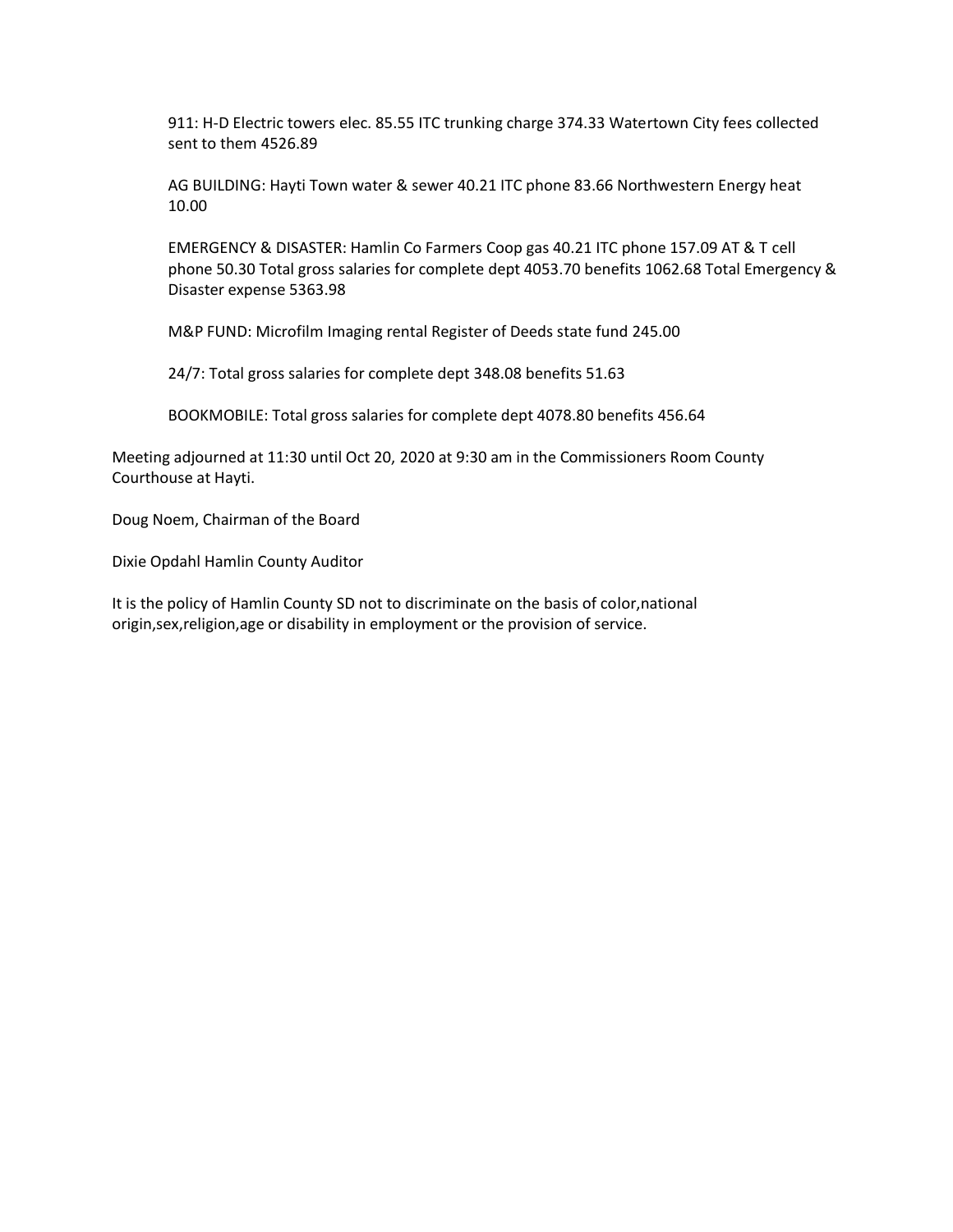911: H-D Electric towers elec. 85.55 ITC trunking charge 374.33 Watertown City fees collected sent to them 4526.89

AG BUILDING: Hayti Town water & sewer 40.21 ITC phone 83.66 Northwestern Energy heat 10.00

EMERGENCY & DISASTER: Hamlin Co Farmers Coop gas 40.21 ITC phone 157.09 AT & T cell phone 50.30 Total gross salaries for complete dept 4053.70 benefits 1062.68 Total Emergency & Disaster expense 5363.98

M&P FUND: Microfilm Imaging rental Register of Deeds state fund 245.00

24/7: Total gross salaries for complete dept 348.08 benefits 51.63

BOOKMOBILE: Total gross salaries for complete dept 4078.80 benefits 456.64

Meeting adjourned at 11:30 until Oct 20, 2020 at 9:30 am in the Commissioners Room County Courthouse at Hayti.

Doug Noem, Chairman of the Board

Dixie Opdahl Hamlin County Auditor

It is the policy of Hamlin County SD not to discriminate on the basis of color,national origin,sex,religion,age or disability in employment or the provision of service.